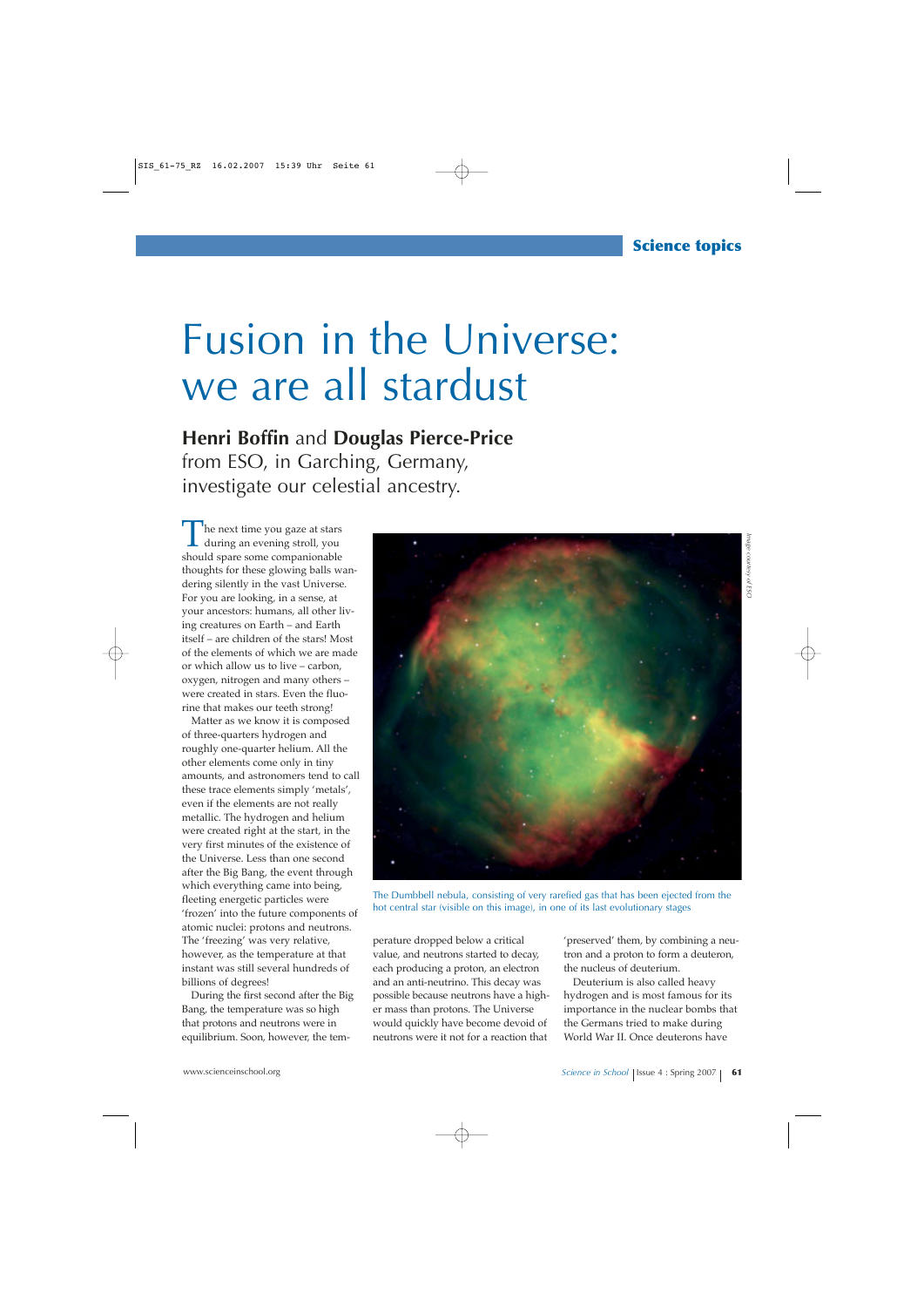Science topics

# Fusion in the Universe: we are all stardust

**Henri Boffin** and **Douglas Pierce-Price** from ESO, in Garching, Germany, investigate our celestial ancestry.

The next time you gaze at stars during an evening stroll, you should spare some companionable thoughts for these glowing balls wandering silently in the vast Universe. For you are looking, in a sense, at your ancestors: humans, all other living creatures on Earth – and Earth itself – are children of the stars! Most of the elements of which we are made or which allow us to live – carbon, oxygen, nitrogen and many others – were created in stars. Even the fluorine that makes our teeth strong!

Matter as we know it is composed of three-quarters hydrogen and roughly one-quarter helium. All the other elements come only in tiny amounts, and astronomers tend to call these trace elements simply 'metals', even if the elements are not really metallic. The hydrogen and helium were created right at the start, in the very first minutes of the existence of the Universe. Less than one second after the Big Bang, the event through which everything came into being, fleeting energetic particles were 'frozen' into the future components of atomic nuclei: protons and neutrons. The 'freezing' was very relative, however, as the temperature at that instant was still several hundreds of billions of degrees!

During the first second after the Big Bang, the temperature was so high that protons and neutrons were in equilibrium. Soon, however, the temperature dropped below a critical value, and neutrons started to decay, each producing a proton, an electron and an anti-neutrino. This decay was possible because neutrons have a higher mass than protons. The Universe would quickly have become devoid of neutrons were it not for a reaction that 'preserved' them, by combining a neutron and a proton to form a deuteron, the nucleus of deuterium.

Deuterium is also called heavy hydrogen and is most famous for its importance in the nuclear bombs that the Germans tried to make during World War II. Once deuterons have

The Dumbbell nebula, consisting of very rarefied gas that has been ejected from the hot central star (visible on this image), in one of its last evolutionary stages

*Image courtesy of ESO*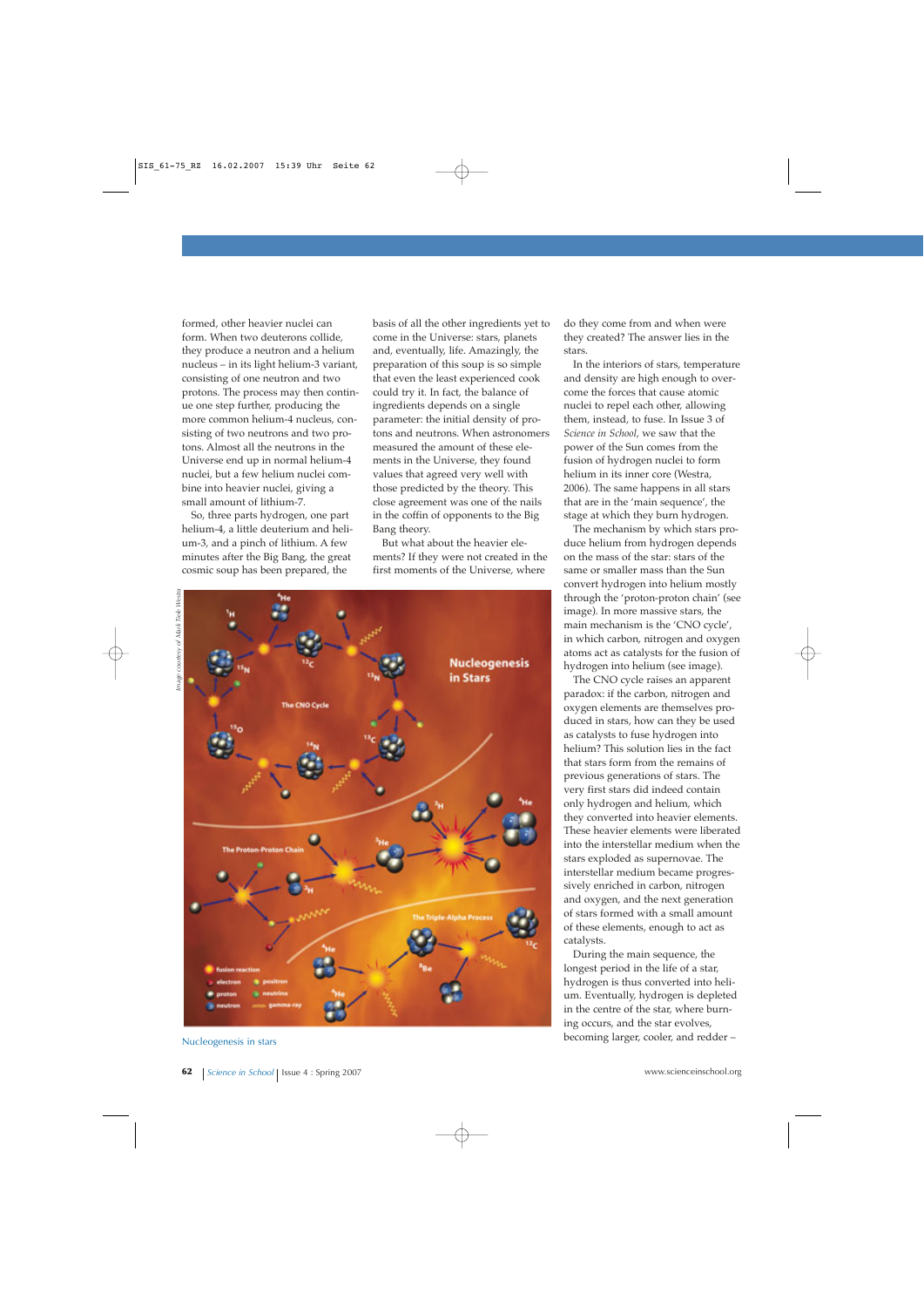formed, other heavier nuclei can form. When two deuterons collide, they produce a neutron and a helium nucleus – in its light helium-3 variant, consisting of one neutron and two protons. The process may then continue one step further, producing the more common helium-4 nucleus, consisting of two neutrons and two protons. Almost all the neutrons in the Universe end up in normal helium-4 nuclei, but a few helium nuclei combine into heavier nuclei, giving a small amount of lithium-7.

So, three parts hydrogen, one part helium-4, a little deuterium and helium-3, and a pinch of lithium. A few minutes after the Big Bang, the great cosmic soup has been prepared, the basis of all the other ingredients yet to come in the Universe: stars, planets and, eventually, life. Amazingly, the preparation of this soup is so simple that even the least experienced cook could try it. In fact, the balance of ingredients depends on a single parameter: the initial density of protons and neutrons. When astronomers measured the amount of these elements in the Universe, they found values that agreed very well with those predicted by the theory. This close agreement was one of the nails in the coffin of opponents to the Big Bang theory.

But what about the heavier elements? If they were not created in the first moments of the Universe, where do they come from and when were they created? The answer lies in the stars.

In the interiors of stars, temperature and density are high enough to overcome the forces that cause atomic nuclei to repel each other, allowing them, instead, to fuse. In Issue 3 of *Science in School*, we saw that the power of the Sun comes from the fusion of hydrogen nuclei to form helium in its inner core (Westra, 2006). The same happens in all stars that are in the 'main sequence', the stage at which they burn hydrogen.

The mechanism by which stars produce helium from hydrogen depends on the mass of the star: stars of the same or smaller mass than the Sun convert hydrogen into helium mostly through the 'proton-proton chain' (see image). In more massive stars, the main mechanism is the 'CNO cycle', in which carbon, nitrogen and oxygen atoms act as catalysts for the fusion of hydrogen into helium (see image).

The CNO cycle raises an apparent paradox: if the carbon, nitrogen and oxygen elements are themselves produced in stars, how can they be used as catalysts to fuse hydrogen into helium? This solution lies in the fact that stars form from the remains of previous generations of stars. The very first stars did indeed contain only hydrogen and helium, which they converted into heavier elements. These heavier elements were liberated into the interstellar medium when the stars exploded as supernovae. The interstellar medium became progressively enriched in carbon, nitrogen and oxygen, and the next generation of stars formed with a small amount of these elements, enough to act as catalysts.

During the main sequence, the longest period in the life of a star, hydrogen is thus converted into helium. Eventually, hydrogen is depleted in the centre of the star, where burning occurs, and the star evolves, becoming larger, cooler, and redder –

Image courtesy of Mark Tiele Westra

Nucleogenesis in stars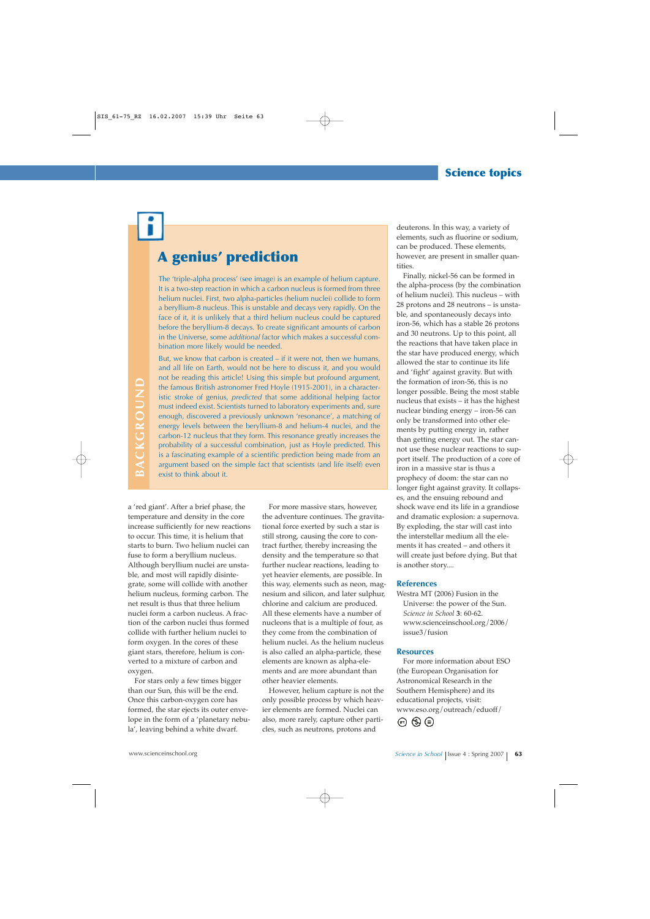## A genius' prediction

BACKGROUND

The 'triple-alpha process' (see image) is an example of helium capture. It is a two-step reaction in which a carbon nucleus is formed from three helium nuclei. First, two alpha-particles (helium nuclei) collide to form a beryllium-8 nucleus. This is unstable and decays very rapidly. On the face of it, it is unlikely that a third helium nucleus could be captured before the beryllium-8 decays. To create significant amounts of carbon in the Universe, some *additional* factor which makes a successful combination more likely would be needed.

But, we know that carbon is created – if it were not, then we humans, and all life on Earth, would not be here to discuss it, and you would not be reading this article! Using this simple but profound argument, the famous British astronomer Fred Hoyle (1915-2001), in a characteristic stroke of genius, *predicted* that some additional helping factor must indeed exist. Scientists turned to laboratory experiments and, sure enough, discovered a previously unknown 'resonance', a matching of energy levels between the beryllium-8 and helium-4 nuclei, and the carbon-12 nucleus that they form. This resonance greatly increases the probability of a successful combination, just as Hoyle predicted. This is a fascinating example of a scientific prediction being made from an argument based on the simple fact that scientists (and life itself) even exist to think about it.

a 'red giant'. After a brief phase, the temperature and density in the core increase sufficiently for new reactions to occur. This time, it is helium that starts to burn. Two helium nuclei can fuse to form a beryllium nucleus. Although beryllium nuclei are unstable, and most will rapidly disintegrate, some will collide with another helium nucleus, forming carbon. The net result is thus that three helium nuclei form a carbon nucleus. A fraction of the carbon nuclei thus formed collide with further helium nuclei to form oxygen. In the cores of these giant stars, therefore, helium is converted to a mixture of carbon and oxygen.

For stars only a few times bigger than our Sun, this will be the end. Once this carbon-oxygen core has formed, the star ejects its outer envelope in the form of a 'planetary nebula', leaving behind a white dwarf.

For more massive stars, however, the adventure continues. The gravitational force exerted by such a star is still strong, causing the core to contract further, thereby increasing the density and the temperature so that further nuclear reactions, leading to yet heavier elements, are possible. In this way, elements such as neon, magnesium and silicon, and later sulphur, chlorine and calcium are produced. All these elements have a number of nucleons that is a multiple of four, as they come from the combination of helium nuclei. As the helium nucleus is also called an alpha-particle, these elements are known as alpha-elements and are more abundant than other heavier elements.

However, helium capture is not the only possible process by which heavier elements are formed. Nuclei can also, more rarely, capture other particles, such as neutrons, protons and deuterons. In this way, a variety of elements, such as fluorine or sodium, can be produced. These elements, however, are present in smaller quantities.

Finally, nickel-56 can be formed in the alpha-process (by the combination of helium nuclei). This nucleus – with 28 protons and 28 neutrons – is unstable, and spontaneously decays into iron-56, which has a stable 26 protons and 30 neutrons. Up to this point, all the reactions that have taken place in the star have produced energy, which allowed the star to continue its life and 'fight' against gravity. But with the formation of iron-56, this is no longer possible. Being the most stable nucleus that exists – it has the highest nuclear binding energy – iron-56 can only be transformed into other elements by putting energy in, rather than getting energy out. The star cannot use these nuclear reactions to support itself. The production of a core of iron in a massive star is thus a prophecy of doom: the star can no longer fight against gravity. It collapses, and the ensuing rebound and shock wave end its life in a grandiose and dramatic explosion: a supernova. By exploding, the star will cast into the interstellar medium all the elements it has created – and others it will create just before dying. But that is another story....

### References

Westra MT (2006) Fusion in the Universe: the power of the Sun. *Science in School* **3**: 60-62. www.scienceinschool.org/2006/issue3/fusion

### Resources

For more information about ESO (the European Organisation for Astronomical Research in the Southern Hemisphere) and its educational projects, visit: www.eso.org/outreach/eduoff/